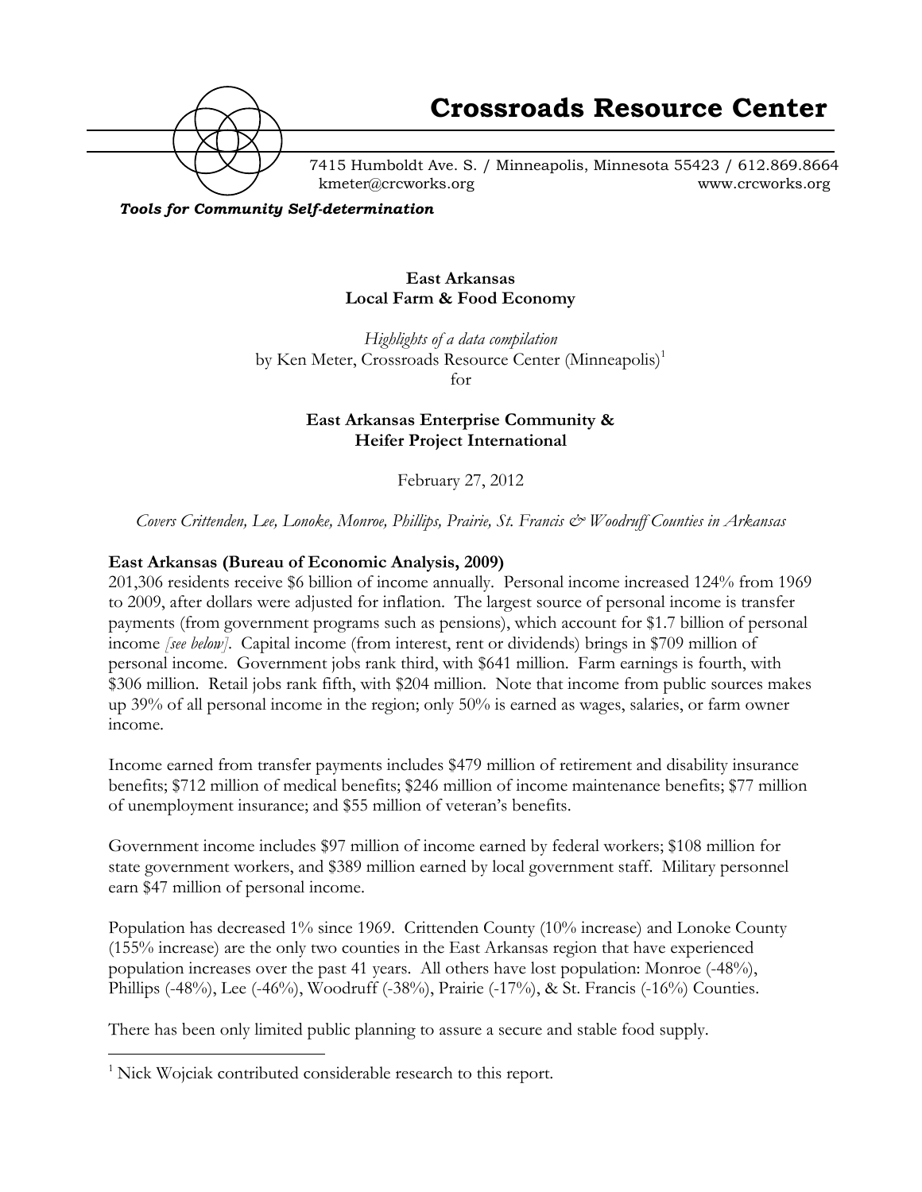# Crossroads Resource Center

7415 Humboldt Ave. S. / Minneapolis, Minnesota 55423 / 612.869.8664
kmeter@crcworks.org www.crcworks.org

*Tools for Community Self-determination*

**East Arkansas**
**Local Farm & Food Economy**

*Highlights of a data compilation*
by Ken Meter, Crossroads Resource Center (Minneapolis)[1]
for

**East Arkansas Enterprise Community &**
**Heifer Project International**

February 27, 2012

*Covers Crittenden, Lee, Lonoke, Monroe, Phillips, Prairie, St. Francis & Woodruff Counties in Arkansas*

**East Arkansas (Bureau of Economic Analysis, 2009)**

201,306 residents receive $6 billion of income annually. Personal income increased 124% from 1969 to 2009, after dollars were adjusted for inflation. The largest source of personal income is transfer payments (from government programs such as pensions), which account for $1.7 billion of personal income *[see below]*. Capital income (from interest, rent or dividends) brings in $709 million of personal income. Government jobs rank third, with $641 million. Farm earnings is fourth, with $306 million. Retail jobs rank fifth, with $204 million. Note that income from public sources makes up 39% of all personal income in the region; only 50% is earned as wages, salaries, or farm owner income.

Income earned from transfer payments includes $479 million of retirement and disability insurance benefits; $712 million of medical benefits; $246 million of income maintenance benefits; $77 million of unemployment insurance; and $55 million of veteran's benefits.

Government income includes $97 million of income earned by federal workers; $108 million for state government workers, and $389 million earned by local government staff. Military personnel earn $47 million of personal income.

Population has decreased 1% since 1969. Crittenden County (10% increase) and Lonoke County (155% increase) are the only two counties in the East Arkansas region that have experienced population increases over the past 41 years. All others have lost population: Monroe (-48%), Phillips (-48%), Lee (-46%), Woodruff (-38%), Prairie (-17%), & St. Francis (-16%) Counties.

There has been only limited public planning to assure a secure and stable food supply.

---

[1] Nick Wojciak contributed considerable research to this report.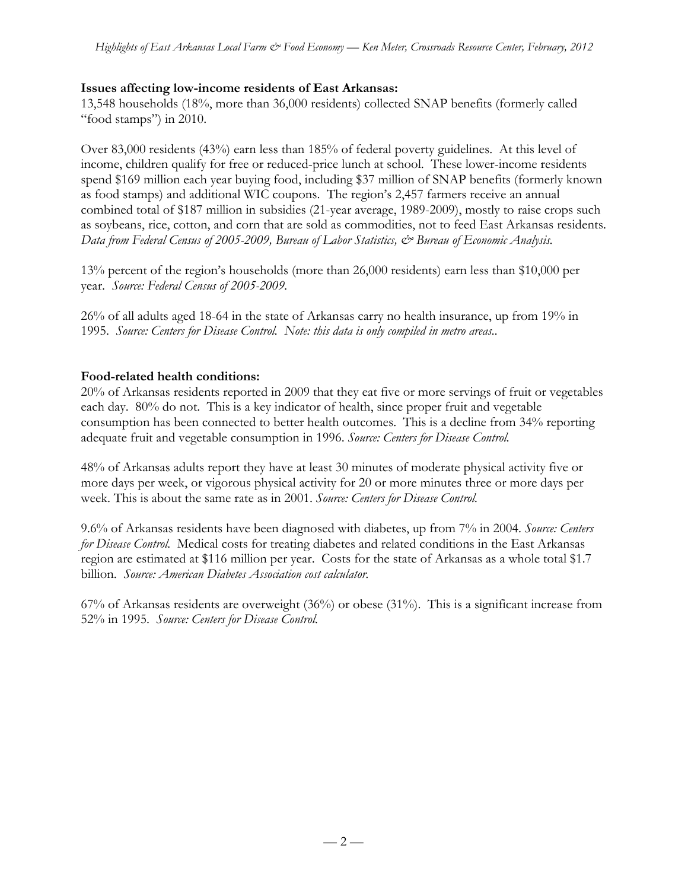**Issues affecting low-income residents of East Arkansas:**

13,548 households (18%, more than 36,000 residents) collected SNAP benefits (formerly called "food stamps") in 2010.

Over 83,000 residents (43%) earn less than 185% of federal poverty guidelines. At this level of income, children qualify for free or reduced-price lunch at school. These lower-income residents spend $169 million each year buying food, including $37 million of SNAP benefits (formerly known as food stamps) and additional WIC coupons. The region's 2,457 farmers receive an annual combined total of $187 million in subsidies (21-year average, 1989-2009), mostly to raise crops such as soybeans, rice, cotton, and corn that are sold as commodities, not to feed East Arkansas residents. *Data from Federal Census of 2005-2009, Bureau of Labor Statistics, & Bureau of Economic Analysis.*

13% percent of the region's households (more than 26,000 residents) earn less than $10,000 per year. *Source: Federal Census of 2005-2009.*

26% of all adults aged 18-64 in the state of Arkansas carry no health insurance, up from 19% in 1995. *Source: Centers for Disease Control. Note: this data is only compiled in metro areas..*

**Food-related health conditions:**

20% of Arkansas residents reported in 2009 that they eat five or more servings of fruit or vegetables each day. 80% do not. This is a key indicator of health, since proper fruit and vegetable consumption has been connected to better health outcomes. This is a decline from 34% reporting adequate fruit and vegetable consumption in 1996. *Source: Centers for Disease Control.*

48% of Arkansas adults report they have at least 30 minutes of moderate physical activity five or more days per week, or vigorous physical activity for 20 or more minutes three or more days per week. This is about the same rate as in 2001. *Source: Centers for Disease Control.*

9.6% of Arkansas residents have been diagnosed with diabetes, up from 7% in 2004. *Source: Centers for Disease Control.* Medical costs for treating diabetes and related conditions in the East Arkansas region are estimated at $116 million per year. Costs for the state of Arkansas as a whole total $1.7 billion. *Source: American Diabetes Association cost calculator.*

67% of Arkansas residents are overweight (36%) or obese (31%). This is a significant increase from 52% in 1995. *Source: Centers for Disease Control.*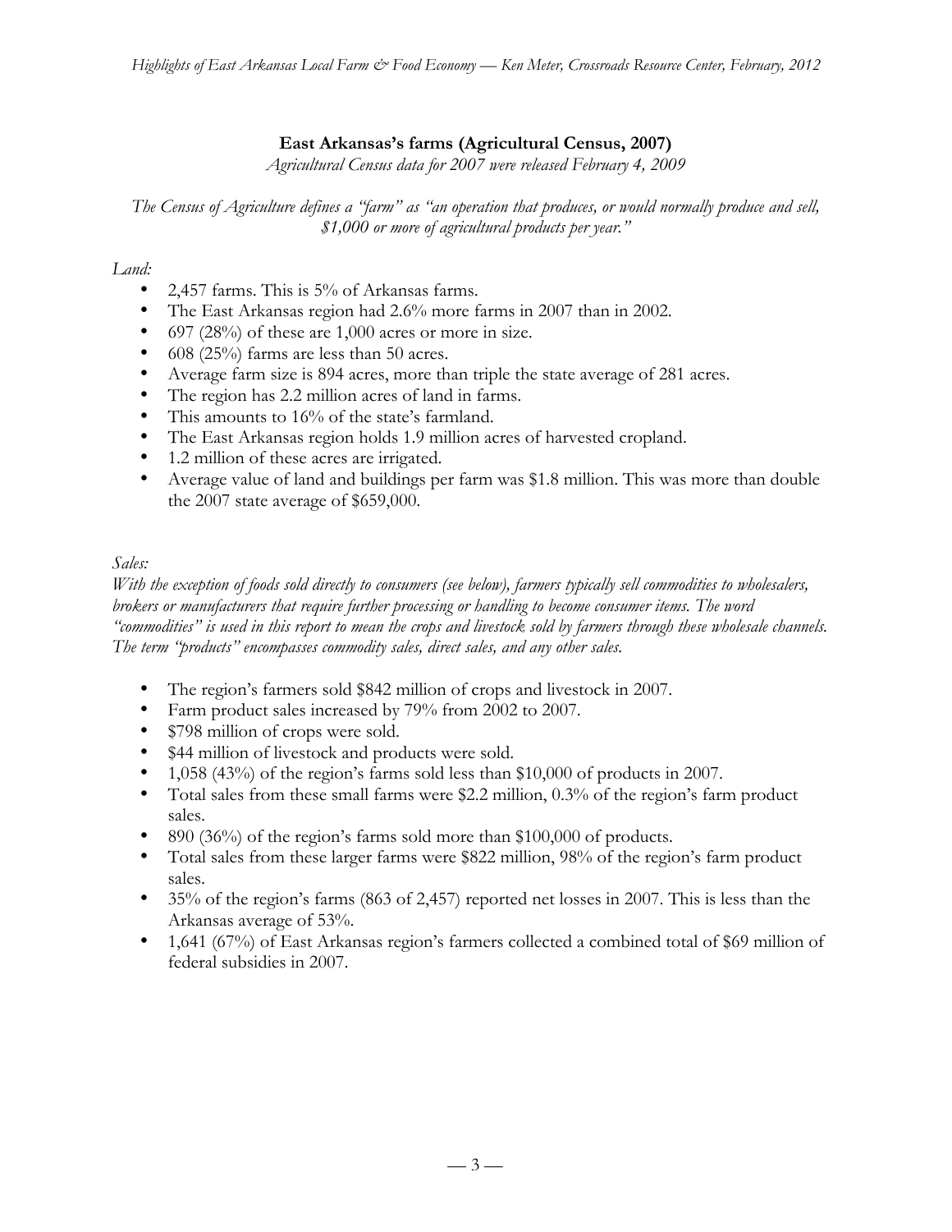## East Arkansas's farms (Agricultural Census, 2007)

*Agricultural Census data for 2007 were released February 4, 2009*

*The Census of Agriculture defines a "farm" as "an operation that produces, or would normally produce and sell, $1,000 or more of agricultural products per year."*

*Land:*

- 2,457 farms. This is 5% of Arkansas farms.
- The East Arkansas region had 2.6% more farms in 2007 than in 2002.
- 697 (28%) of these are 1,000 acres or more in size.
- 608 (25%) farms are less than 50 acres.
- Average farm size is 894 acres, more than triple the state average of 281 acres.
- The region has 2.2 million acres of land in farms.
- This amounts to 16% of the state's farmland.
- The East Arkansas region holds 1.9 million acres of harvested cropland.
- 1.2 million of these acres are irrigated.
- Average value of land and buildings per farm was $1.8 million. This was more than double the 2007 state average of $659,000.

*Sales:*

*With the exception of foods sold directly to consumers (see below), farmers typically sell commodities to wholesalers, brokers or manufacturers that require further processing or handling to become consumer items. The word "commodities" is used in this report to mean the crops and livestock sold by farmers through these wholesale channels. The term "products" encompasses commodity sales, direct sales, and any other sales.*

- The region's farmers sold $842 million of crops and livestock in 2007.
- Farm product sales increased by 79% from 2002 to 2007.
- $798 million of crops were sold.
- $44 million of livestock and products were sold.
- 1,058 (43%) of the region's farms sold less than $10,000 of products in 2007.
- Total sales from these small farms were $2.2 million, 0.3% of the region's farm product sales.
- 890 (36%) of the region's farms sold more than $100,000 of products.
- Total sales from these larger farms were $822 million, 98% of the region's farm product sales.
- 35% of the region's farms (863 of 2,457) reported net losses in 2007. This is less than the Arkansas average of 53%.
- 1,641 (67%) of East Arkansas region's farmers collected a combined total of $69 million of federal subsidies in 2007.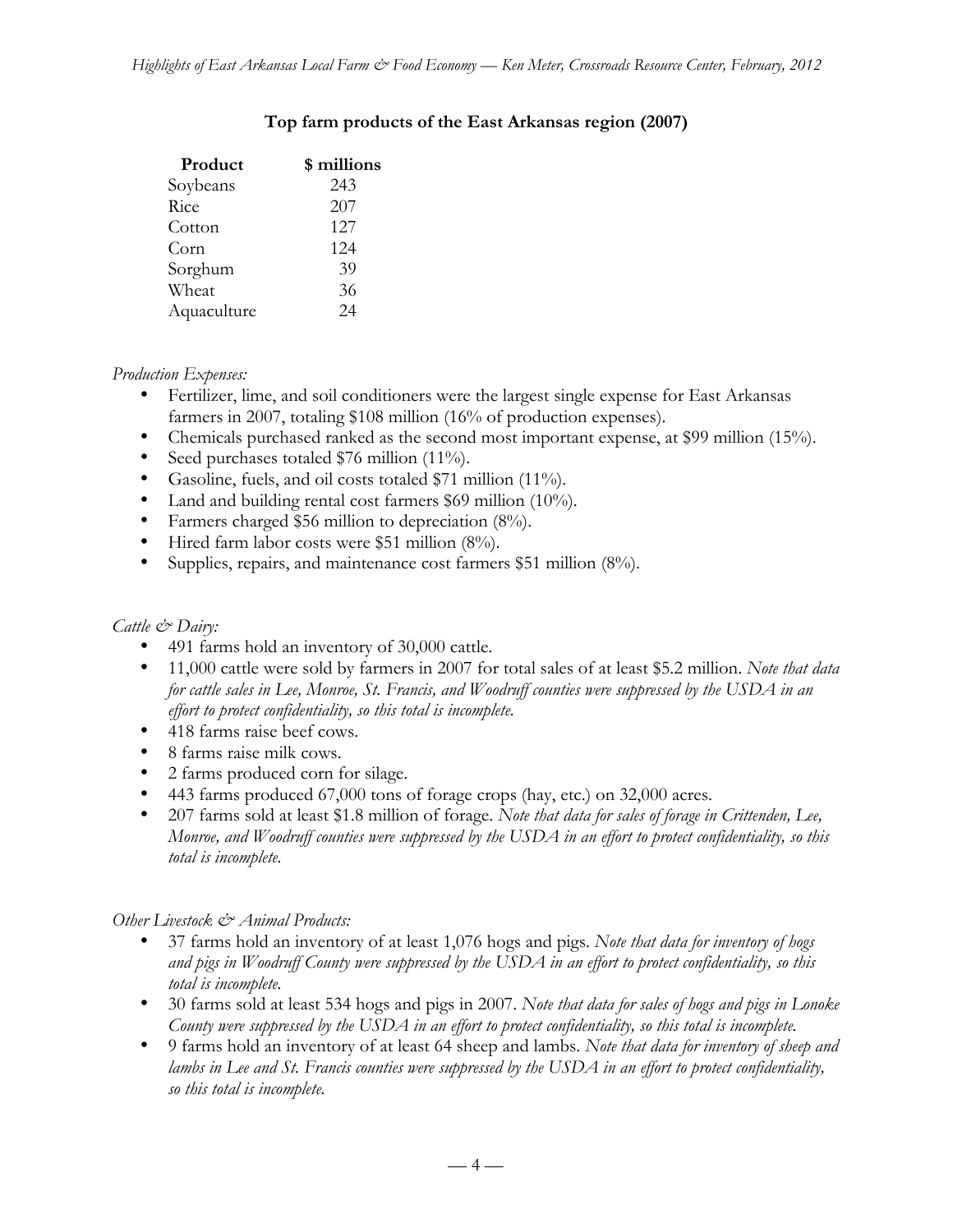**Top farm products of the East Arkansas region (2007)**

| Product | \$ millions |
|---|---|
| Soybeans | 243 |
| Rice | 207 |
| Cotton | 127 |
| Corn | 124 |
| Sorghum | 39 |
| Wheat | 36 |
| Aquaculture | 24 |

*Production Expenses:*

- Fertilizer, lime, and soil conditioners were the largest single expense for East Arkansas farmers in 2007, totaling \$108 million (16% of production expenses).
- Chemicals purchased ranked as the second most important expense, at \$99 million (15%).
- Seed purchases totaled \$76 million (11%).
- Gasoline, fuels, and oil costs totaled \$71 million (11%).
- Land and building rental cost farmers \$69 million (10%).
- Farmers charged \$56 million to depreciation (8%).
- Hired farm labor costs were \$51 million (8%).
- Supplies, repairs, and maintenance cost farmers \$51 million (8%).

*Cattle & Dairy:*

- 491 farms hold an inventory of 30,000 cattle.
- 11,000 cattle were sold by farmers in 2007 for total sales of at least \$5.2 million. *Note that data for cattle sales in Lee, Monroe, St. Francis, and Woodruff counties were suppressed by the USDA in an effort to protect confidentiality, so this total is incomplete.*
- 418 farms raise beef cows.
- 8 farms raise milk cows.
- 2 farms produced corn for silage.
- 443 farms produced 67,000 tons of forage crops (hay, etc.) on 32,000 acres.
- 207 farms sold at least \$1.8 million of forage. *Note that data for sales of forage in Crittenden, Lee, Monroe, and Woodruff counties were suppressed by the USDA in an effort to protect confidentiality, so this total is incomplete.*

*Other Livestock & Animal Products:*

- 37 farms hold an inventory of at least 1,076 hogs and pigs. *Note that data for inventory of hogs and pigs in Woodruff County were suppressed by the USDA in an effort to protect confidentiality, so this total is incomplete.*
- 30 farms sold at least 534 hogs and pigs in 2007. *Note that data for sales of hogs and pigs in Lonoke County were suppressed by the USDA in an effort to protect confidentiality, so this total is incomplete.*
- 9 farms hold an inventory of at least 64 sheep and lambs. *Note that data for inventory of sheep and lambs in Lee and St. Francis counties were suppressed by the USDA in an effort to protect confidentiality, so this total is incomplete.*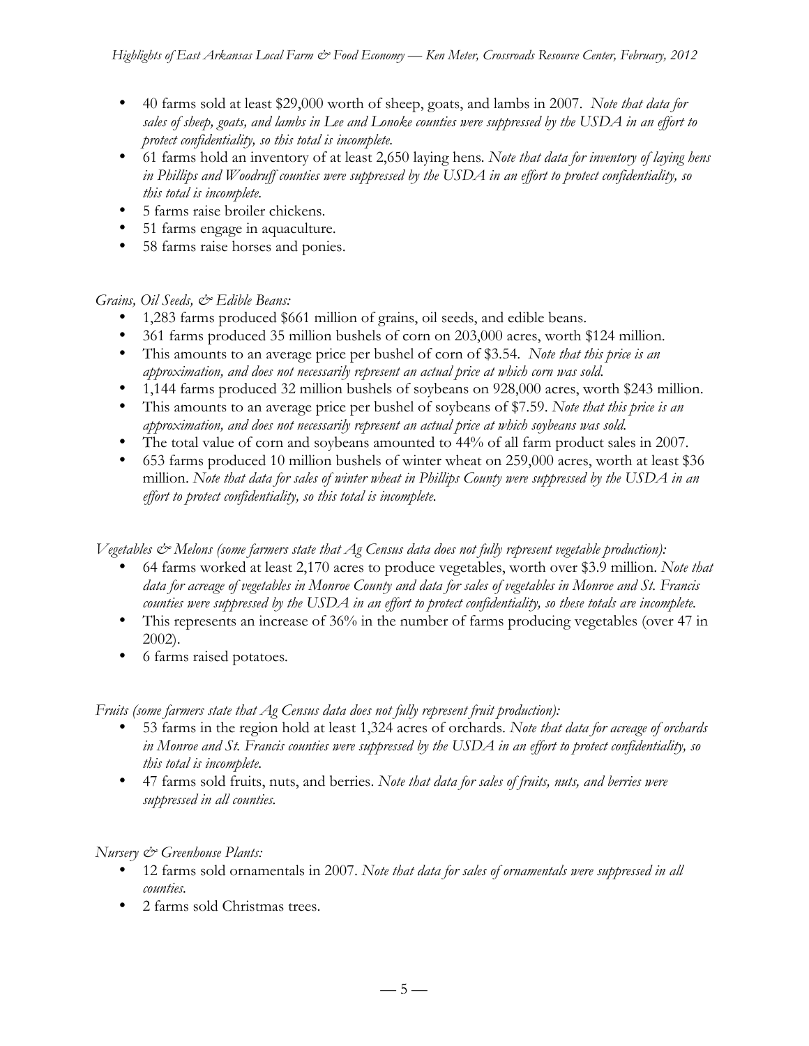- 40 farms sold at least $29,000 worth of sheep, goats, and lambs in 2007. *Note that data for sales of sheep, goats, and lambs in Lee and Lonoke counties were suppressed by the USDA in an effort to protect confidentiality, so this total is incomplete.*
- 61 farms hold an inventory of at least 2,650 laying hens. *Note that data for inventory of laying hens in Phillips and Woodruff counties were suppressed by the USDA in an effort to protect confidentiality, so this total is incomplete.*
- 5 farms raise broiler chickens.
- 51 farms engage in aquaculture.
- 58 farms raise horses and ponies.

*Grains, Oil Seeds, & Edible Beans:*

- 1,283 farms produced $661 million of grains, oil seeds, and edible beans.
- 361 farms produced 35 million bushels of corn on 203,000 acres, worth $124 million.
- This amounts to an average price per bushel of corn of $3.54. *Note that this price is an approximation, and does not necessarily represent an actual price at which corn was sold.*
- 1,144 farms produced 32 million bushels of soybeans on 928,000 acres, worth $243 million.
- This amounts to an average price per bushel of soybeans of $7.59. *Note that this price is an approximation, and does not necessarily represent an actual price at which soybeans was sold.*
- The total value of corn and soybeans amounted to 44% of all farm product sales in 2007.
- 653 farms produced 10 million bushels of winter wheat on 259,000 acres, worth at least $36 million. *Note that data for sales of winter wheat in Phillips County were suppressed by the USDA in an effort to protect confidentiality, so this total is incomplete.*

*Vegetables & Melons (some farmers state that Ag Census data does not fully represent vegetable production):*

- 64 farms worked at least 2,170 acres to produce vegetables, worth over $3.9 million. *Note that data for acreage of vegetables in Monroe County and data for sales of vegetables in Monroe and St. Francis counties were suppressed by the USDA in an effort to protect confidentiality, so these totals are incomplete.*
- This represents an increase of 36% in the number of farms producing vegetables (over 47 in 2002).
- 6 farms raised potatoes.

*Fruits (some farmers state that Ag Census data does not fully represent fruit production):*

- 53 farms in the region hold at least 1,324 acres of orchards. *Note that data for acreage of orchards in Monroe and St. Francis counties were suppressed by the USDA in an effort to protect confidentiality, so this total is incomplete.*
- 47 farms sold fruits, nuts, and berries. *Note that data for sales of fruits, nuts, and berries were suppressed in all counties.*

*Nursery & Greenhouse Plants:*

- 12 farms sold ornamentals in 2007. *Note that data for sales of ornamentals were suppressed in all counties.*
- 2 farms sold Christmas trees.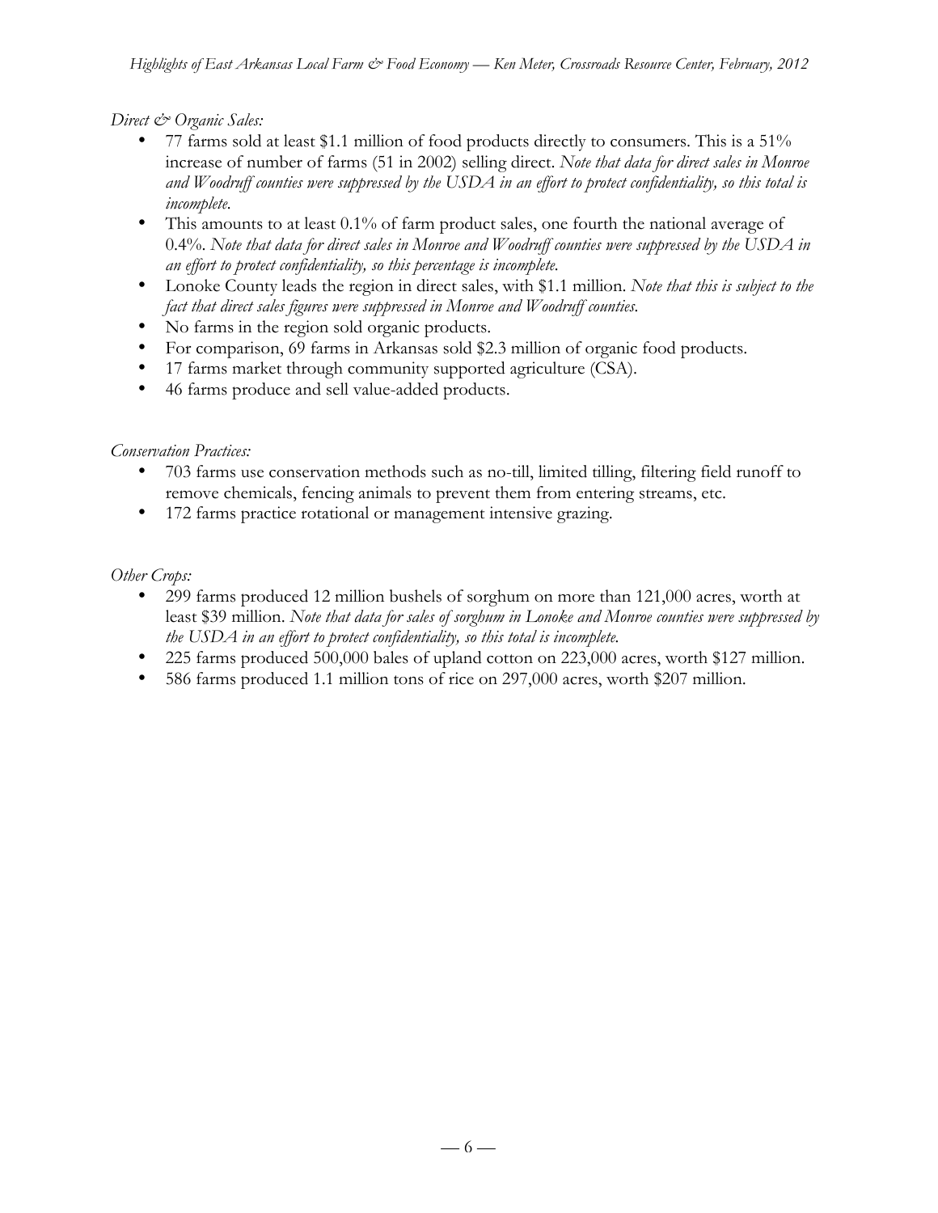*Direct & Organic Sales:*

- 77 farms sold at least \$1.1 million of food products directly to consumers. This is a 51% increase of number of farms (51 in 2002) selling direct. *Note that data for direct sales in Monroe and Woodruff counties were suppressed by the USDA in an effort to protect confidentiality, so this total is incomplete.*
- This amounts to at least 0.1% of farm product sales, one fourth the national average of 0.4%. *Note that data for direct sales in Monroe and Woodruff counties were suppressed by the USDA in an effort to protect confidentiality, so this percentage is incomplete.*
- Lonoke County leads the region in direct sales, with \$1.1 million. *Note that this is subject to the fact that direct sales figures were suppressed in Monroe and Woodruff counties.*
- No farms in the region sold organic products.
- For comparison, 69 farms in Arkansas sold \$2.3 million of organic food products.
- 17 farms market through community supported agriculture (CSA).
- 46 farms produce and sell value-added products.

*Conservation Practices:*

- 703 farms use conservation methods such as no-till, limited tilling, filtering field runoff to remove chemicals, fencing animals to prevent them from entering streams, etc.
- 172 farms practice rotational or management intensive grazing.

*Other Crops:*

- 299 farms produced 12 million bushels of sorghum on more than 121,000 acres, worth at least \$39 million. *Note that data for sales of sorghum in Lonoke and Monroe counties were suppressed by the USDA in an effort to protect confidentiality, so this total is incomplete.*
- 225 farms produced 500,000 bales of upland cotton on 223,000 acres, worth \$127 million.
- 586 farms produced 1.1 million tons of rice on 297,000 acres, worth \$207 million.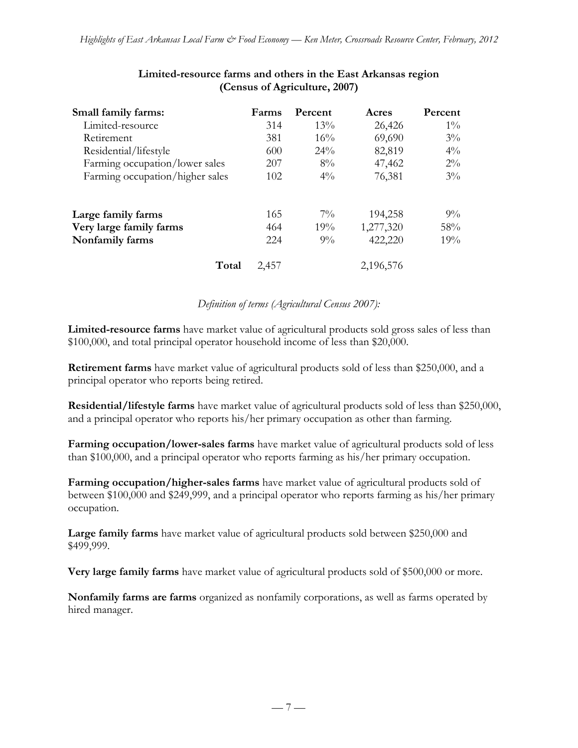**Limited-resource farms and others in the East Arkansas region (Census of Agriculture, 2007)**

| Small family farms: | Farms | Percent | Acres | Percent |
|---|---|---|---|---|
| Limited-resource | 314 | 13% | 26,426 | 1% |
| Retirement | 381 | 16% | 69,690 | 3% |
| Residential/lifestyle | 600 | 24% | 82,819 | 4% |
| Farming occupation/lower sales | 207 | 8% | 47,462 | 2% |
| Farming occupation/higher sales | 102 | 4% | 76,381 | 3% |
| **Large family farms** | 165 | 7% | 194,258 | 9% |
| **Very large family farms** | 464 | 19% | 1,277,320 | 58% |
| **Nonfamily farms** | 224 | 9% | 422,220 | 19% |
| **Total** | 2,457 | | 2,196,576 | |

*Definition of terms (Agricultural Census 2007):*

**Limited-resource farms** have market value of agricultural products sold gross sales of less than $100,000, and total principal operator household income of less than $20,000.

**Retirement farms** have market value of agricultural products sold of less than $250,000, and a principal operator who reports being retired.

**Residential/lifestyle farms** have market value of agricultural products sold of less than $250,000, and a principal operator who reports his/her primary occupation as other than farming.

**Farming occupation/lower-sales farms** have market value of agricultural products sold of less than $100,000, and a principal operator who reports farming as his/her primary occupation.

**Farming occupation/higher-sales farms** have market value of agricultural products sold of between $100,000 and $249,999, and a principal operator who reports farming as his/her primary occupation.

**Large family farms** have market value of agricultural products sold between $250,000 and $499,999.

**Very large family farms** have market value of agricultural products sold of $500,000 or more.

**Nonfamily farms are farms** organized as nonfamily corporations, as well as farms operated by hired manager.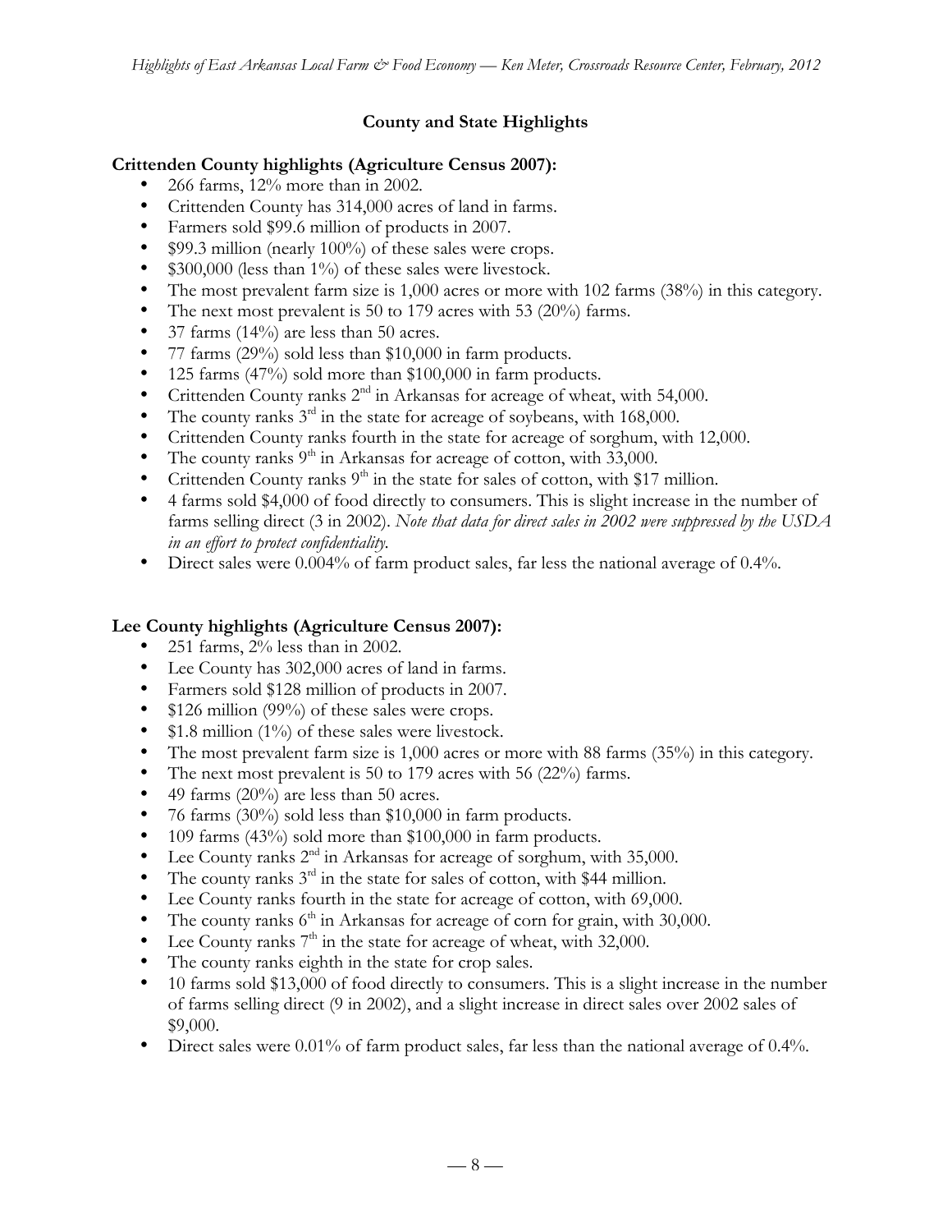## County and State Highlights

### Crittenden County highlights (Agriculture Census 2007):

- 266 farms, 12% more than in 2002.
- Crittenden County has 314,000 acres of land in farms.
- Farmers sold $99.6 million of products in 2007.
- $99.3 million (nearly 100%) of these sales were crops.
- $300,000 (less than 1%) of these sales were livestock.
- The most prevalent farm size is 1,000 acres or more with 102 farms (38%) in this category.
- The next most prevalent is 50 to 179 acres with 53 (20%) farms.
- 37 farms (14%) are less than 50 acres.
- 77 farms (29%) sold less than $10,000 in farm products.
- 125 farms (47%) sold more than $100,000 in farm products.
- Crittenden County ranks 2nd in Arkansas for acreage of wheat, with 54,000.
- The county ranks 3rd in the state for acreage of soybeans, with 168,000.
- Crittenden County ranks fourth in the state for acreage of sorghum, with 12,000.
- The county ranks 9th in Arkansas for acreage of cotton, with 33,000.
- Crittenden County ranks 9th in the state for sales of cotton, with $17 million.
- 4 farms sold $4,000 of food directly to consumers. This is slight increase in the number of farms selling direct (3 in 2002). *Note that data for direct sales in 2002 were suppressed by the USDA in an effort to protect confidentiality.*
- Direct sales were 0.004% of farm product sales, far less the national average of 0.4%.

### Lee County highlights (Agriculture Census 2007):

- 251 farms, 2% less than in 2002.
- Lee County has 302,000 acres of land in farms.
- Farmers sold $128 million of products in 2007.
- $126 million (99%) of these sales were crops.
- $1.8 million (1%) of these sales were livestock.
- The most prevalent farm size is 1,000 acres or more with 88 farms (35%) in this category.
- The next most prevalent is 50 to 179 acres with 56 (22%) farms.
- 49 farms (20%) are less than 50 acres.
- 76 farms (30%) sold less than $10,000 in farm products.
- 109 farms (43%) sold more than $100,000 in farm products.
- Lee County ranks 2nd in Arkansas for acreage of sorghum, with 35,000.
- The county ranks 3rd in the state for sales of cotton, with $44 million.
- Lee County ranks fourth in the state for acreage of cotton, with 69,000.
- The county ranks 6th in Arkansas for acreage of corn for grain, with 30,000.
- Lee County ranks 7th in the state for acreage of wheat, with 32,000.
- The county ranks eighth in the state for crop sales.
- 10 farms sold $13,000 of food directly to consumers. This is a slight increase in the number of farms selling direct (9 in 2002), and a slight increase in direct sales over 2002 sales of $9,000.
- Direct sales were 0.01% of farm product sales, far less than the national average of 0.4%.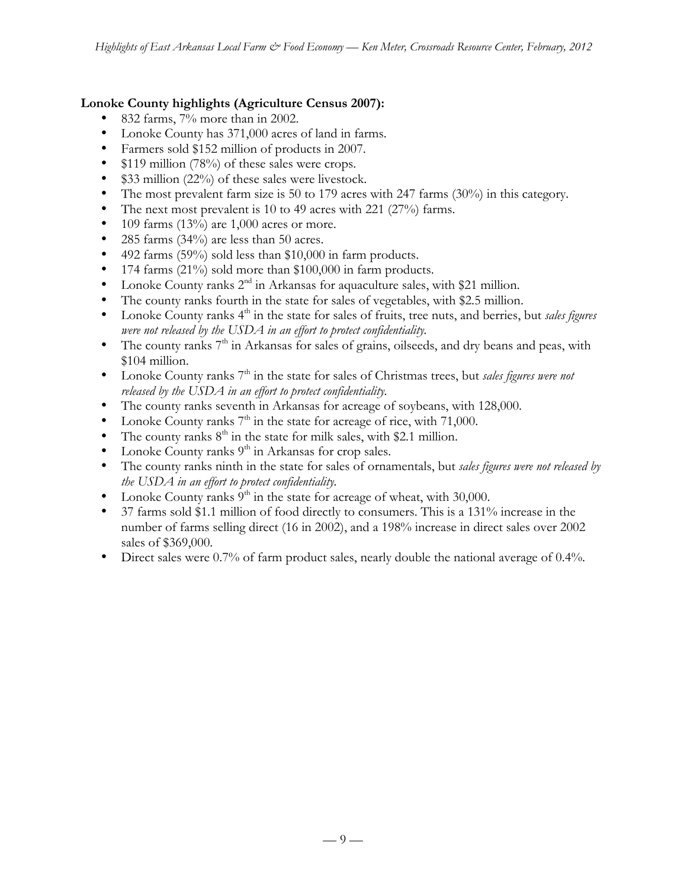**Lonoke County highlights (Agriculture Census 2007):**

- 832 farms, 7% more than in 2002.
- Lonoke County has 371,000 acres of land in farms.
- Farmers sold $152 million of products in 2007.
- $119 million (78%) of these sales were crops.
- $33 million (22%) of these sales were livestock.
- The most prevalent farm size is 50 to 179 acres with 247 farms (30%) in this category.
- The next most prevalent is 10 to 49 acres with 221 (27%) farms.
- 109 farms (13%) are 1,000 acres or more.
- 285 farms (34%) are less than 50 acres.
- 492 farms (59%) sold less than $10,000 in farm products.
- 174 farms (21%) sold more than $100,000 in farm products.
- Lonoke County ranks 2nd in Arkansas for aquaculture sales, with $21 million.
- The county ranks fourth in the state for sales of vegetables, with $2.5 million.
- Lonoke County ranks 4th in the state for sales of fruits, tree nuts, and berries, but *sales figures were not released by the USDA in an effort to protect confidentiality.*
- The county ranks 7th in Arkansas for sales of grains, oilseeds, and dry beans and peas, with $104 million.
- Lonoke County ranks 7th in the state for sales of Christmas trees, but *sales figures were not released by the USDA in an effort to protect confidentiality.*
- The county ranks seventh in Arkansas for acreage of soybeans, with 128,000.
- Lonoke County ranks 7th in the state for acreage of rice, with 71,000.
- The county ranks 8th in the state for milk sales, with $2.1 million.
- Lonoke County ranks 9th in Arkansas for crop sales.
- The county ranks ninth in the state for sales of ornamentals, but *sales figures were not released by the USDA in an effort to protect confidentiality.*
- Lonoke County ranks 9th in the state for acreage of wheat, with 30,000.
- 37 farms sold $1.1 million of food directly to consumers. This is a 131% increase in the number of farms selling direct (16 in 2002), and a 198% increase in direct sales over 2002 sales of $369,000.
- Direct sales were 0.7% of farm product sales, nearly double the national average of 0.4%.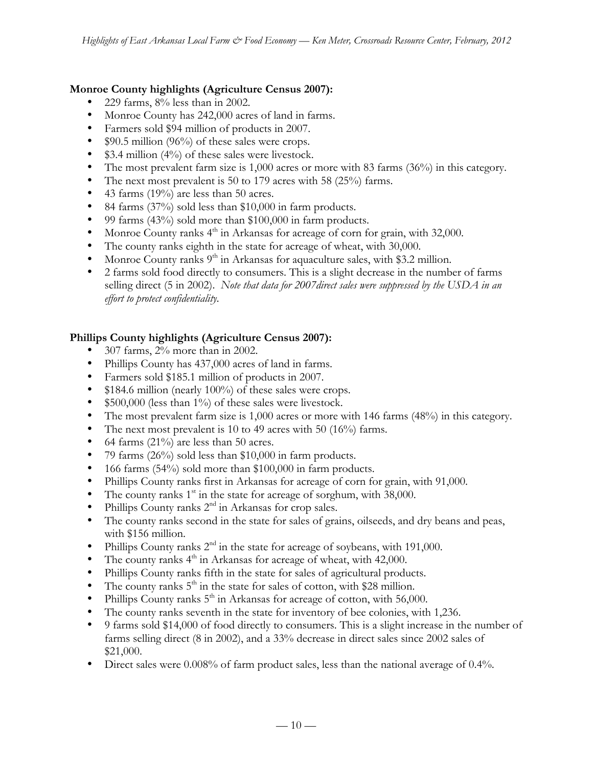**Monroe County highlights (Agriculture Census 2007):**

- 229 farms, 8% less than in 2002.
- Monroe County has 242,000 acres of land in farms.
- Farmers sold $94 million of products in 2007.
- $90.5 million (96%) of these sales were crops.
- $3.4 million (4%) of these sales were livestock.
- The most prevalent farm size is 1,000 acres or more with 83 farms (36%) in this category.
- The next most prevalent is 50 to 179 acres with 58 (25%) farms.
- 43 farms (19%) are less than 50 acres.
- 84 farms (37%) sold less than $10,000 in farm products.
- 99 farms (43%) sold more than $100,000 in farm products.
- Monroe County ranks 4th in Arkansas for acreage of corn for grain, with 32,000.
- The county ranks eighth in the state for acreage of wheat, with 30,000.
- Monroe County ranks 9th in Arkansas for aquaculture sales, with $3.2 million.
- 2 farms sold food directly to consumers. This is a slight decrease in the number of farms selling direct (5 in 2002). *Note that data for 2007direct sales were suppressed by the USDA in an effort to protect confidentiality.*

**Phillips County highlights (Agriculture Census 2007):**

- 307 farms, 2% more than in 2002.
- Phillips County has 437,000 acres of land in farms.
- Farmers sold $185.1 million of products in 2007.
- $184.6 million (nearly 100%) of these sales were crops.
- $500,000 (less than 1%) of these sales were livestock.
- The most prevalent farm size is 1,000 acres or more with 146 farms (48%) in this category.
- The next most prevalent is 10 to 49 acres with 50 (16%) farms.
- 64 farms (21%) are less than 50 acres.
- 79 farms (26%) sold less than $10,000 in farm products.
- 166 farms (54%) sold more than $100,000 in farm products.
- Phillips County ranks first in Arkansas for acreage of corn for grain, with 91,000.
- The county ranks 1st in the state for acreage of sorghum, with 38,000.
- Phillips County ranks 2nd in Arkansas for crop sales.
- The county ranks second in the state for sales of grains, oilseeds, and dry beans and peas, with $156 million.
- Phillips County ranks 2nd in the state for acreage of soybeans, with 191,000.
- The county ranks 4th in Arkansas for acreage of wheat, with 42,000.
- Phillips County ranks fifth in the state for sales of agricultural products.
- The county ranks 5th in the state for sales of cotton, with $28 million.
- Phillips County ranks 5th in Arkansas for acreage of cotton, with 56,000.
- The county ranks seventh in the state for inventory of bee colonies, with 1,236.
- 9 farms sold $14,000 of food directly to consumers. This is a slight increase in the number of farms selling direct (8 in 2002), and a 33% decrease in direct sales since 2002 sales of $21,000.
- Direct sales were 0.008% of farm product sales, less than the national average of 0.4%.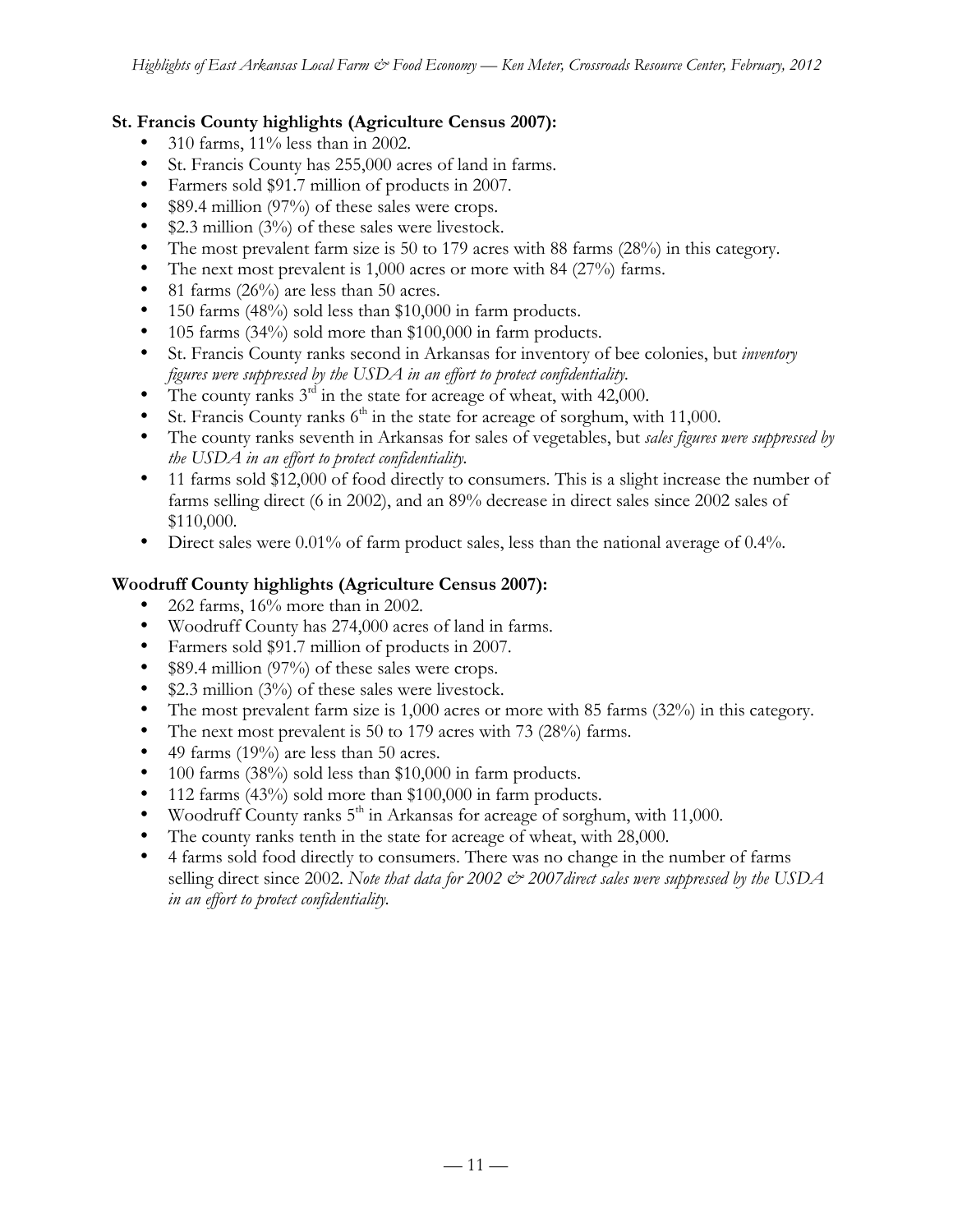**St. Francis County highlights (Agriculture Census 2007):**

- 310 farms, 11% less than in 2002.
- St. Francis County has 255,000 acres of land in farms.
- Farmers sold \$91.7 million of products in 2007.
- \$89.4 million (97%) of these sales were crops.
- \$2.3 million (3%) of these sales were livestock.
- The most prevalent farm size is 50 to 179 acres with 88 farms (28%) in this category.
- The next most prevalent is 1,000 acres or more with 84 (27%) farms.
- 81 farms (26%) are less than 50 acres.
- 150 farms (48%) sold less than \$10,000 in farm products.
- 105 farms (34%) sold more than \$100,000 in farm products.
- St. Francis County ranks second in Arkansas for inventory of bee colonies, but *inventory figures were suppressed by the USDA in an effort to protect confidentiality.*
- The county ranks 3rd in the state for acreage of wheat, with 42,000.
- St. Francis County ranks 6th in the state for acreage of sorghum, with 11,000.
- The county ranks seventh in Arkansas for sales of vegetables, but *sales figures were suppressed by the USDA in an effort to protect confidentiality.*
- 11 farms sold \$12,000 of food directly to consumers. This is a slight increase the number of farms selling direct (6 in 2002), and an 89% decrease in direct sales since 2002 sales of \$110,000.
- Direct sales were 0.01% of farm product sales, less than the national average of 0.4%.

**Woodruff County highlights (Agriculture Census 2007):**

- 262 farms, 16% more than in 2002.
- Woodruff County has 274,000 acres of land in farms.
- Farmers sold \$91.7 million of products in 2007.
- \$89.4 million (97%) of these sales were crops.
- \$2.3 million (3%) of these sales were livestock.
- The most prevalent farm size is 1,000 acres or more with 85 farms (32%) in this category.
- The next most prevalent is 50 to 179 acres with 73 (28%) farms.
- 49 farms (19%) are less than 50 acres.
- 100 farms (38%) sold less than \$10,000 in farm products.
- 112 farms (43%) sold more than \$100,000 in farm products.
- Woodruff County ranks 5th in Arkansas for acreage of sorghum, with 11,000.
- The county ranks tenth in the state for acreage of wheat, with 28,000.
- 4 farms sold food directly to consumers. There was no change in the number of farms selling direct since 2002. *Note that data for 2002 & 2007direct sales were suppressed by the USDA in an effort to protect confidentiality.*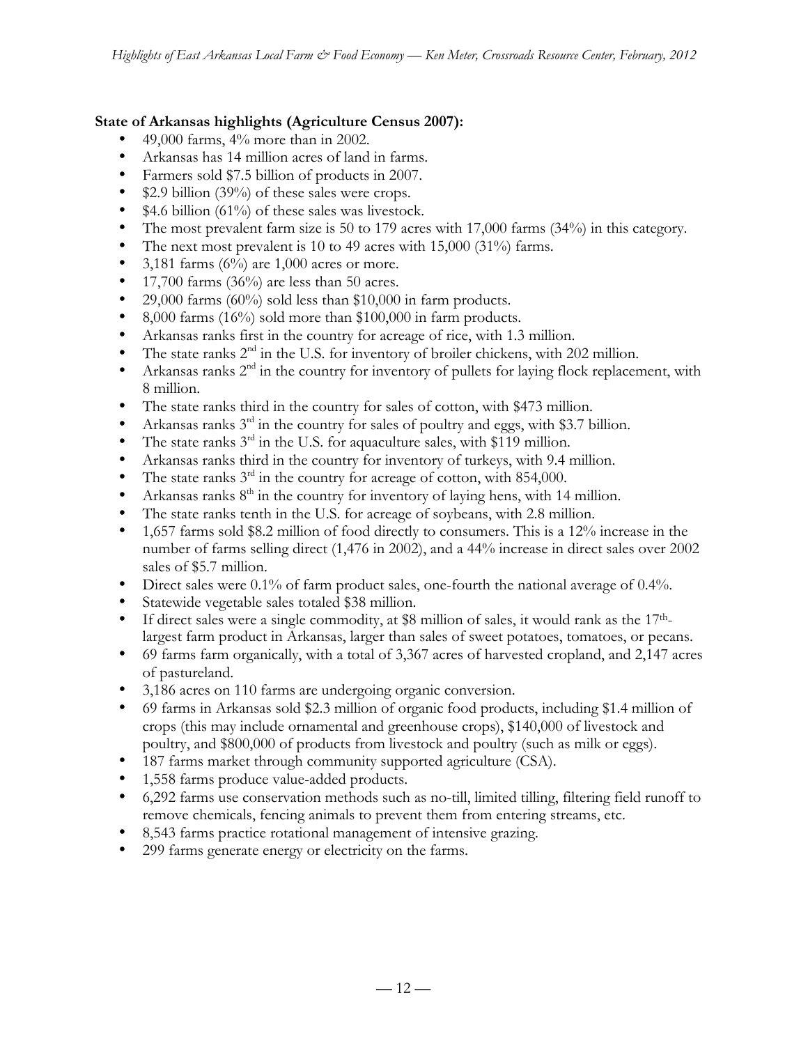**State of Arkansas highlights (Agriculture Census 2007):**

- 49,000 farms, 4% more than in 2002.
- Arkansas has 14 million acres of land in farms.
- Farmers sold $7.5 billion of products in 2007.
- $2.9 billion (39%) of these sales were crops.
- $4.6 billion (61%) of these sales was livestock.
- The most prevalent farm size is 50 to 179 acres with 17,000 farms (34%) in this category.
- The next most prevalent is 10 to 49 acres with 15,000 (31%) farms.
- 3,181 farms (6%) are 1,000 acres or more.
- 17,700 farms (36%) are less than 50 acres.
- 29,000 farms (60%) sold less than $10,000 in farm products.
- 8,000 farms (16%) sold more than $100,000 in farm products.
- Arkansas ranks first in the country for acreage of rice, with 1.3 million.
- The state ranks 2nd in the U.S. for inventory of broiler chickens, with 202 million.
- Arkansas ranks 2nd in the country for inventory of pullets for laying flock replacement, with 8 million.
- The state ranks third in the country for sales of cotton, with $473 million.
- Arkansas ranks 3rd in the country for sales of poultry and eggs, with $3.7 billion.
- The state ranks 3rd in the U.S. for aquaculture sales, with $119 million.
- Arkansas ranks third in the country for inventory of turkeys, with 9.4 million.
- The state ranks 3rd in the country for acreage of cotton, with 854,000.
- Arkansas ranks 8th in the country for inventory of laying hens, with 14 million.
- The state ranks tenth in the U.S. for acreage of soybeans, with 2.8 million.
- 1,657 farms sold $8.2 million of food directly to consumers. This is a 12% increase in the number of farms selling direct (1,476 in 2002), and a 44% increase in direct sales over 2002 sales of $5.7 million.
- Direct sales were 0.1% of farm product sales, one-fourth the national average of 0.4%.
- Statewide vegetable sales totaled $38 million.
- If direct sales were a single commodity, at $8 million of sales, it would rank as the 17th-largest farm product in Arkansas, larger than sales of sweet potatoes, tomatoes, or pecans.
- 69 farms farm organically, with a total of 3,367 acres of harvested cropland, and 2,147 acres of pastureland.
- 3,186 acres on 110 farms are undergoing organic conversion.
- 69 farms in Arkansas sold $2.3 million of organic food products, including $1.4 million of crops (this may include ornamental and greenhouse crops), $140,000 of livestock and poultry, and $800,000 of products from livestock and poultry (such as milk or eggs).
- 187 farms market through community supported agriculture (CSA).
- 1,558 farms produce value-added products.
- 6,292 farms use conservation methods such as no-till, limited tilling, filtering field runoff to remove chemicals, fencing animals to prevent them from entering streams, etc.
- 8,543 farms practice rotational management of intensive grazing.
- 299 farms generate energy or electricity on the farms.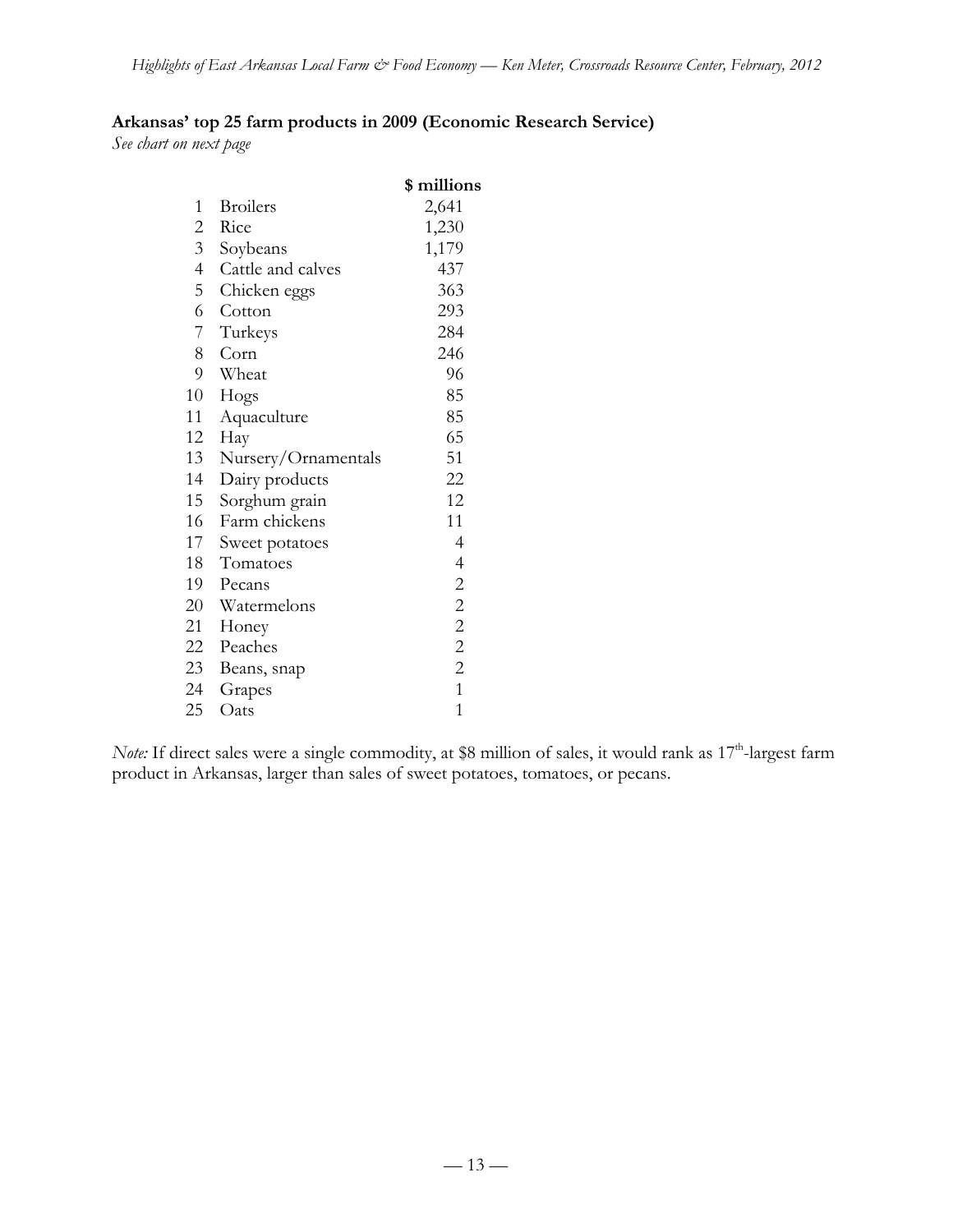**Arkansas' top 25 farm products in 2009 (Economic Research Service)**

*See chart on next page*

| | | $ millions |
|---|---|---|
| 1 | Broilers | 2,641 |
| 2 | Rice | 1,230 |
| 3 | Soybeans | 1,179 |
| 4 | Cattle and calves | 437 |
| 5 | Chicken eggs | 363 |
| 6 | Cotton | 293 |
| 7 | Turkeys | 284 |
| 8 | Corn | 246 |
| 9 | Wheat | 96 |
| 10 | Hogs | 85 |
| 11 | Aquaculture | 85 |
| 12 | Hay | 65 |
| 13 | Nursery/Ornamentals | 51 |
| 14 | Dairy products | 22 |
| 15 | Sorghum grain | 12 |
| 16 | Farm chickens | 11 |
| 17 | Sweet potatoes | 4 |
| 18 | Tomatoes | 4 |
| 19 | Pecans | 2 |
| 20 | Watermelons | 2 |
| 21 | Honey | 2 |
| 22 | Peaches | 2 |
| 23 | Beans, snap | 2 |
| 24 | Grapes | 1 |
| 25 | Oats | 1 |

*Note:* If direct sales were a single commodity, at $8 million of sales, it would rank as 17th-largest farm product in Arkansas, larger than sales of sweet potatoes, tomatoes, or pecans.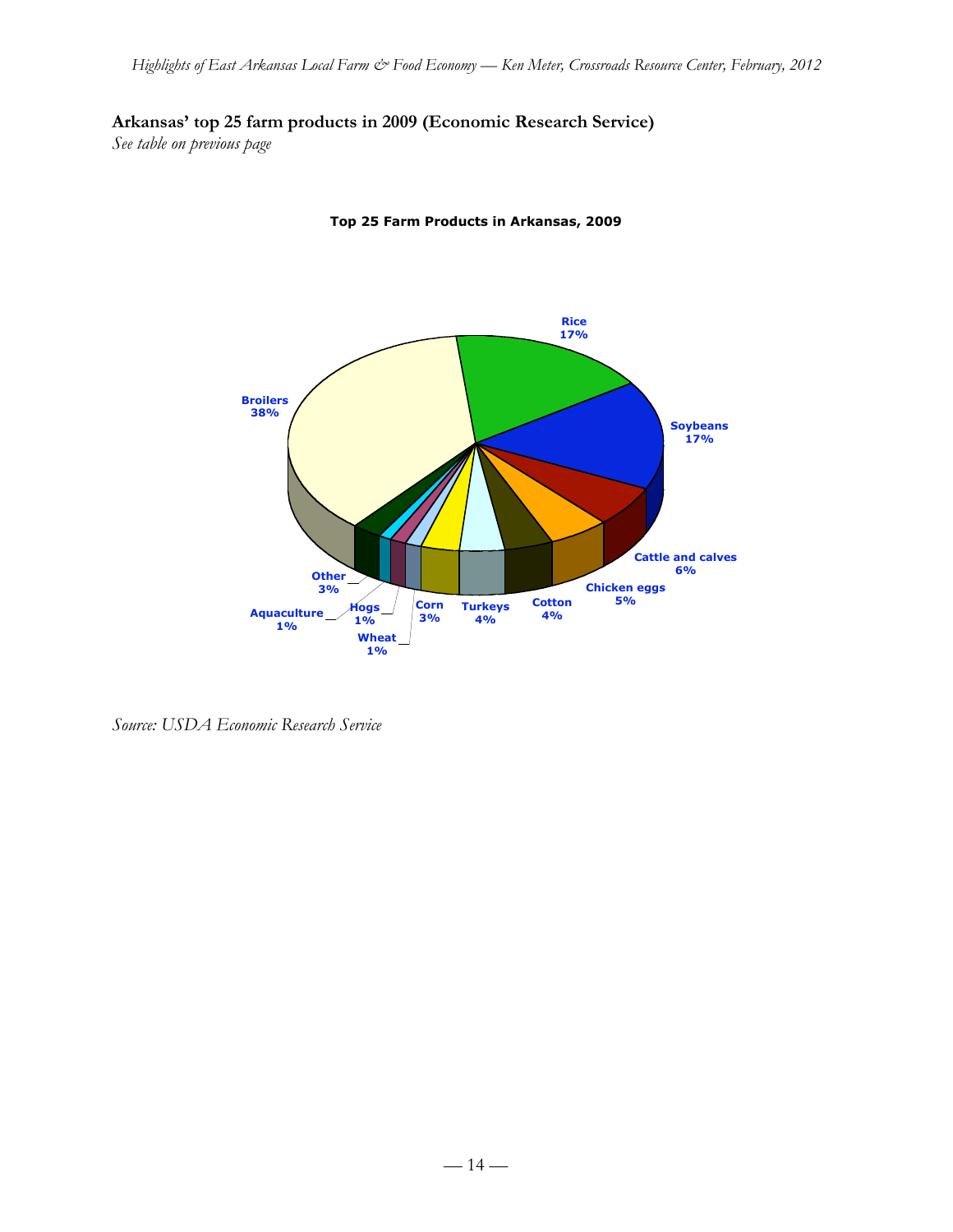**Arkansas' top 25 farm products in 2009 (Economic Research Service)**

*See table on previous page*

**Top 25 Farm Products in Arkansas, 2009**

Broilers 38%
Rice 17%
Soybeans 17%
Cattle and calves 6%
Chicken eggs 5%
Cotton 4%
Turkeys 4%
Corn 3%
Wheat 1%
Hogs 1%
Aquaculture 1%
Other 3%

*Source: USDA Economic Research Service*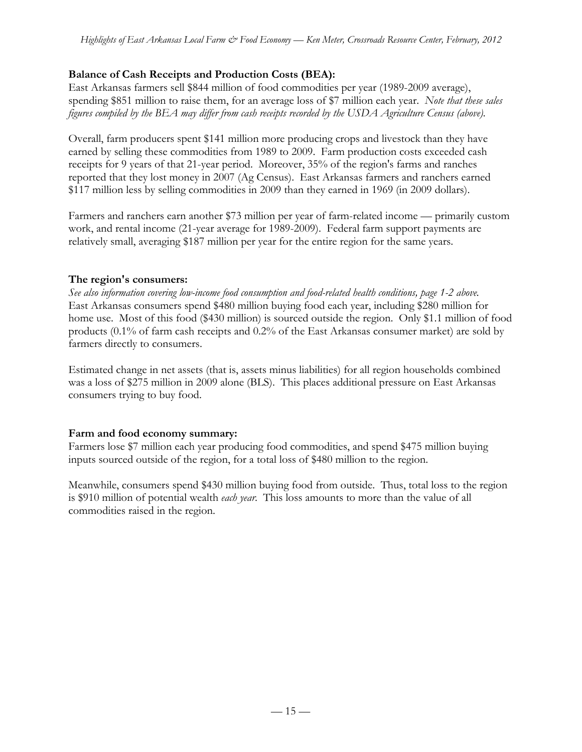**Balance of Cash Receipts and Production Costs (BEA):**

East Arkansas farmers sell $844 million of food commodities per year (1989-2009 average), spending $851 million to raise them, for an average loss of $7 million each year. *Note that these sales figures compiled by the BEA may differ from cash receipts recorded by the USDA Agriculture Census (above).*

Overall, farm producers spent $141 million more producing crops and livestock than they have earned by selling these commodities from 1989 to 2009. Farm production costs exceeded cash receipts for 9 years of that 21-year period. Moreover, 35% of the region's farms and ranches reported that they lost money in 2007 (Ag Census). East Arkansas farmers and ranchers earned $117 million less by selling commodities in 2009 than they earned in 1969 (in 2009 dollars).

Farmers and ranchers earn another $73 million per year of farm-related income — primarily custom work, and rental income (21-year average for 1989-2009). Federal farm support payments are relatively small, averaging $187 million per year for the entire region for the same years.

**The region's consumers:**

*See also information covering low-income food consumption and food-related health conditions, page 1-2 above.*
East Arkansas consumers spend $480 million buying food each year, including $280 million for home use. Most of this food ($430 million) is sourced outside the region. Only $1.1 million of food products (0.1% of farm cash receipts and 0.2% of the East Arkansas consumer market) are sold by farmers directly to consumers.

Estimated change in net assets (that is, assets minus liabilities) for all region households combined was a loss of $275 million in 2009 alone (BLS). This places additional pressure on East Arkansas consumers trying to buy food.

**Farm and food economy summary:**

Farmers lose $7 million each year producing food commodities, and spend $475 million buying inputs sourced outside of the region, for a total loss of $480 million to the region.

Meanwhile, consumers spend $430 million buying food from outside. Thus, total loss to the region is $910 million of potential wealth *each year*. This loss amounts to more than the value of all commodities raised in the region.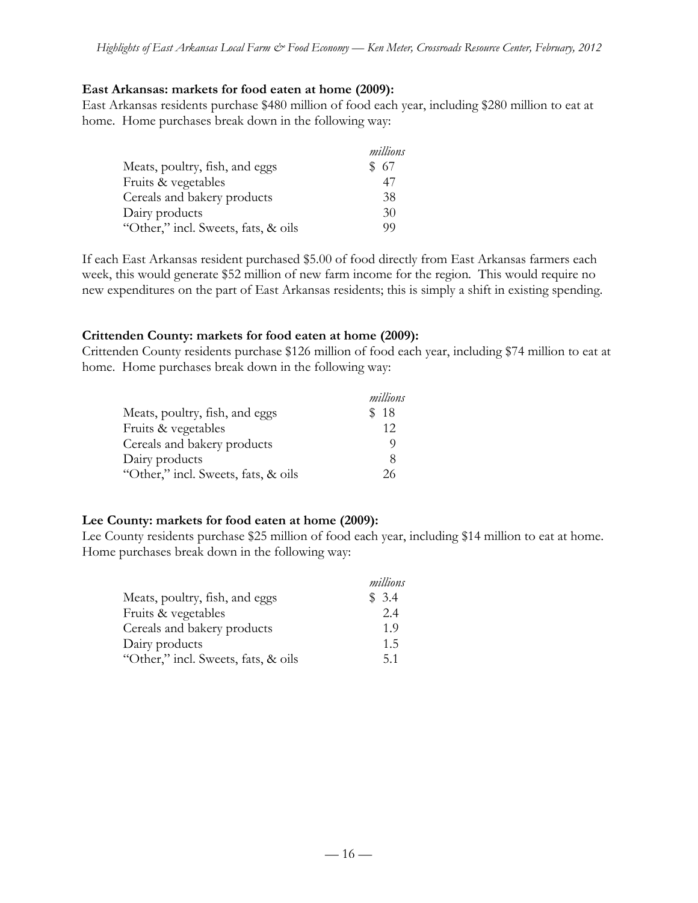**East Arkansas: markets for food eaten at home (2009):**

East Arkansas residents purchase $480 million of food each year, including $280 million to eat at home. Home purchases break down in the following way:

| | *millions* |
|---|---|
| Meats, poultry, fish, and eggs | $ 67 |
| Fruits & vegetables | 47 |
| Cereals and bakery products | 38 |
| Dairy products | 30 |
| "Other," incl. Sweets, fats, & oils | 99 |

If each East Arkansas resident purchased $5.00 of food directly from East Arkansas farmers each week, this would generate $52 million of new farm income for the region. This would require no new expenditures on the part of East Arkansas residents; this is simply a shift in existing spending.

**Crittenden County: markets for food eaten at home (2009):**

Crittenden County residents purchase $126 million of food each year, including $74 million to eat at home. Home purchases break down in the following way:

| | *millions* |
|---|---|
| Meats, poultry, fish, and eggs | $ 18 |
| Fruits & vegetables | 12 |
| Cereals and bakery products | 9 |
| Dairy products | 8 |
| "Other," incl. Sweets, fats, & oils | 26 |

**Lee County: markets for food eaten at home (2009):**

Lee County residents purchase $25 million of food each year, including $14 million to eat at home. Home purchases break down in the following way:

| | *millions* |
|---|---|
| Meats, poultry, fish, and eggs | $ 3.4 |
| Fruits & vegetables | 2.4 |
| Cereals and bakery products | 1.9 |
| Dairy products | 1.5 |
| "Other," incl. Sweets, fats, & oils | 5.1 |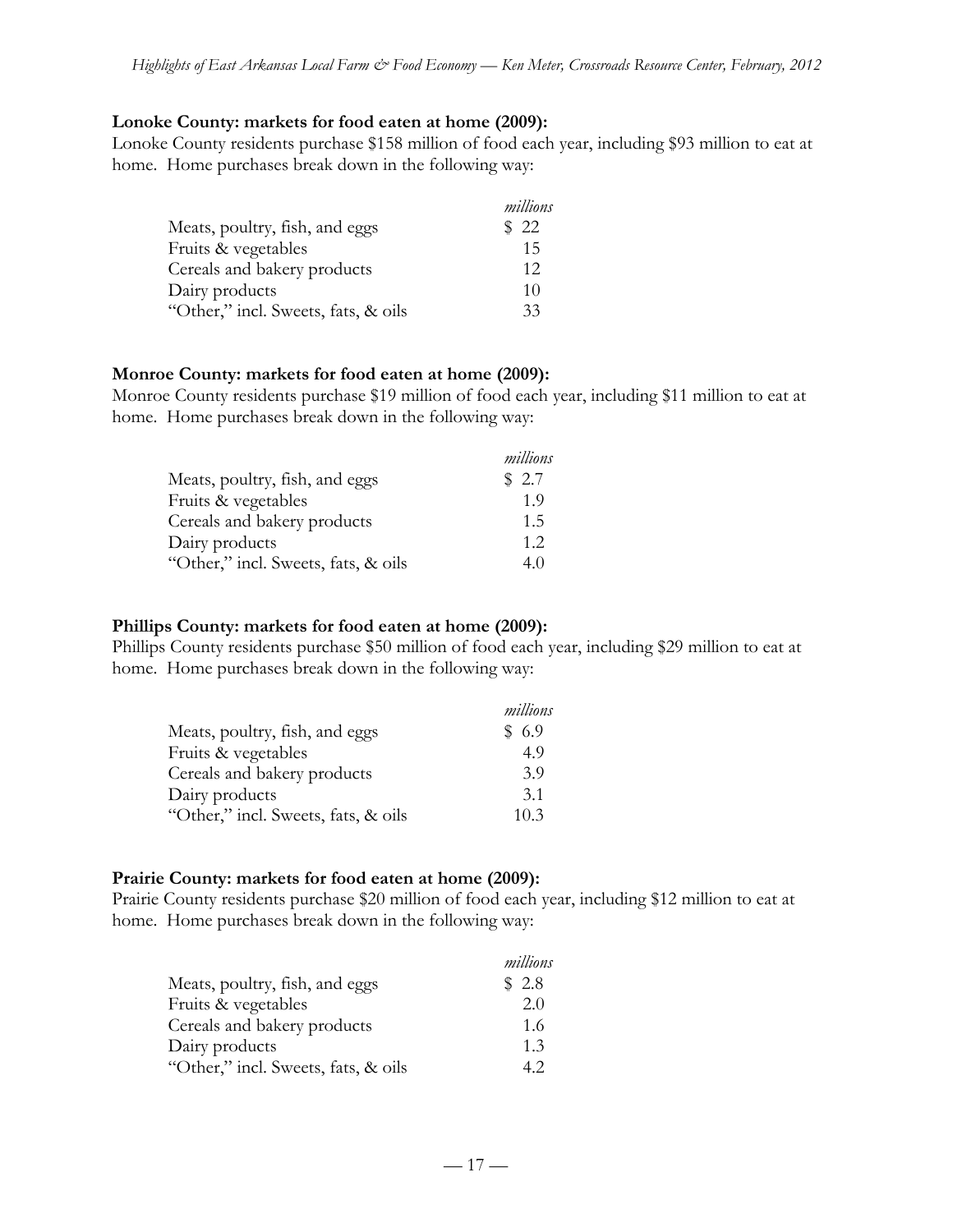**Lonoke County: markets for food eaten at home (2009):**

Lonoke County residents purchase $158 million of food each year, including $93 million to eat at home. Home purchases break down in the following way:

| | *millions* |
|---|---|
| Meats, poultry, fish, and eggs | $ 22 |
| Fruits & vegetables | 15 |
| Cereals and bakery products | 12 |
| Dairy products | 10 |
| "Other," incl. Sweets, fats, & oils | 33 |

**Monroe County: markets for food eaten at home (2009):**

Monroe County residents purchase $19 million of food each year, including $11 million to eat at home. Home purchases break down in the following way:

| | *millions* |
|---|---|
| Meats, poultry, fish, and eggs | $ 2.7 |
| Fruits & vegetables | 1.9 |
| Cereals and bakery products | 1.5 |
| Dairy products | 1.2 |
| "Other," incl. Sweets, fats, & oils | 4.0 |

**Phillips County: markets for food eaten at home (2009):**

Phillips County residents purchase $50 million of food each year, including $29 million to eat at home. Home purchases break down in the following way:

| | *millions* |
|---|---|
| Meats, poultry, fish, and eggs | $ 6.9 |
| Fruits & vegetables | 4.9 |
| Cereals and bakery products | 3.9 |
| Dairy products | 3.1 |
| "Other," incl. Sweets, fats, & oils | 10.3 |

**Prairie County: markets for food eaten at home (2009):**

Prairie County residents purchase $20 million of food each year, including $12 million to eat at home. Home purchases break down in the following way:

| | *millions* |
|---|---|
| Meats, poultry, fish, and eggs | $ 2.8 |
| Fruits & vegetables | 2.0 |
| Cereals and bakery products | 1.6 |
| Dairy products | 1.3 |
| "Other," incl. Sweets, fats, & oils | 4.2 |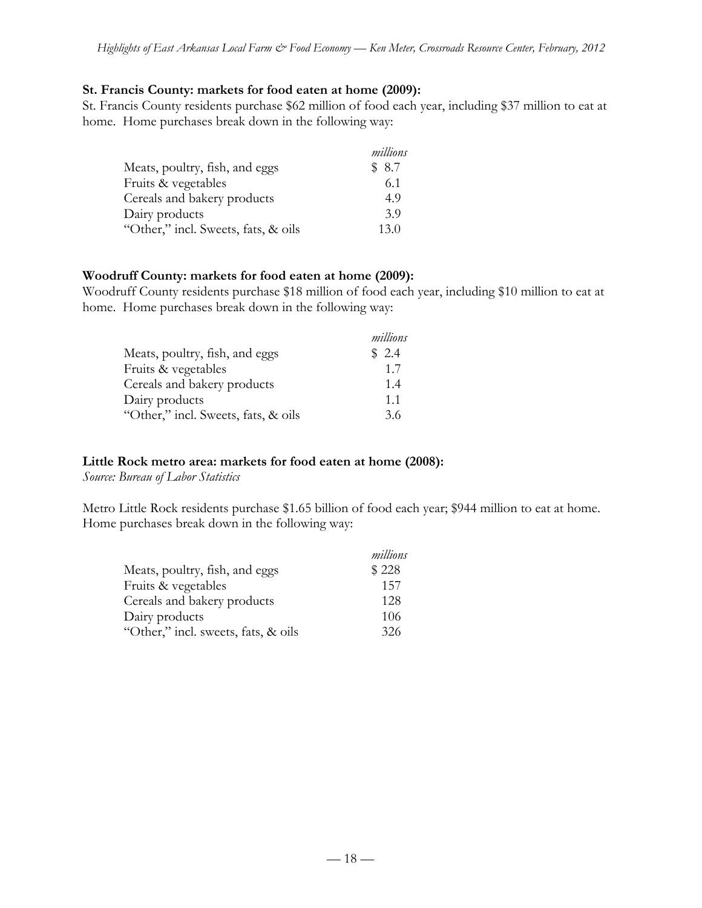### St. Francis County: markets for food eaten at home (2009):

St. Francis County residents purchase $62 million of food each year, including $37 million to eat at home. Home purchases break down in the following way:

| | *millions* |
|---|---|
| Meats, poultry, fish, and eggs | $ 8.7 |
| Fruits & vegetables | 6.1 |
| Cereals and bakery products | 4.9 |
| Dairy products | 3.9 |
| "Other," incl. Sweets, fats, & oils | 13.0 |

### Woodruff County: markets for food eaten at home (2009):

Woodruff County residents purchase $18 million of food each year, including $10 million to eat at home. Home purchases break down in the following way:

| | *millions* |
|---|---|
| Meats, poultry, fish, and eggs | $ 2.4 |
| Fruits & vegetables | 1.7 |
| Cereals and bakery products | 1.4 |
| Dairy products | 1.1 |
| "Other," incl. Sweets, fats, & oils | 3.6 |

### Little Rock metro area: markets for food eaten at home (2008):

*Source: Bureau of Labor Statistics*

Metro Little Rock residents purchase $1.65 billion of food each year; $944 million to eat at home. Home purchases break down in the following way:

| | *millions* |
|---|---|
| Meats, poultry, fish, and eggs | $ 228 |
| Fruits & vegetables | 157 |
| Cereals and bakery products | 128 |
| Dairy products | 106 |
| "Other," incl. sweets, fats, & oils | 326 |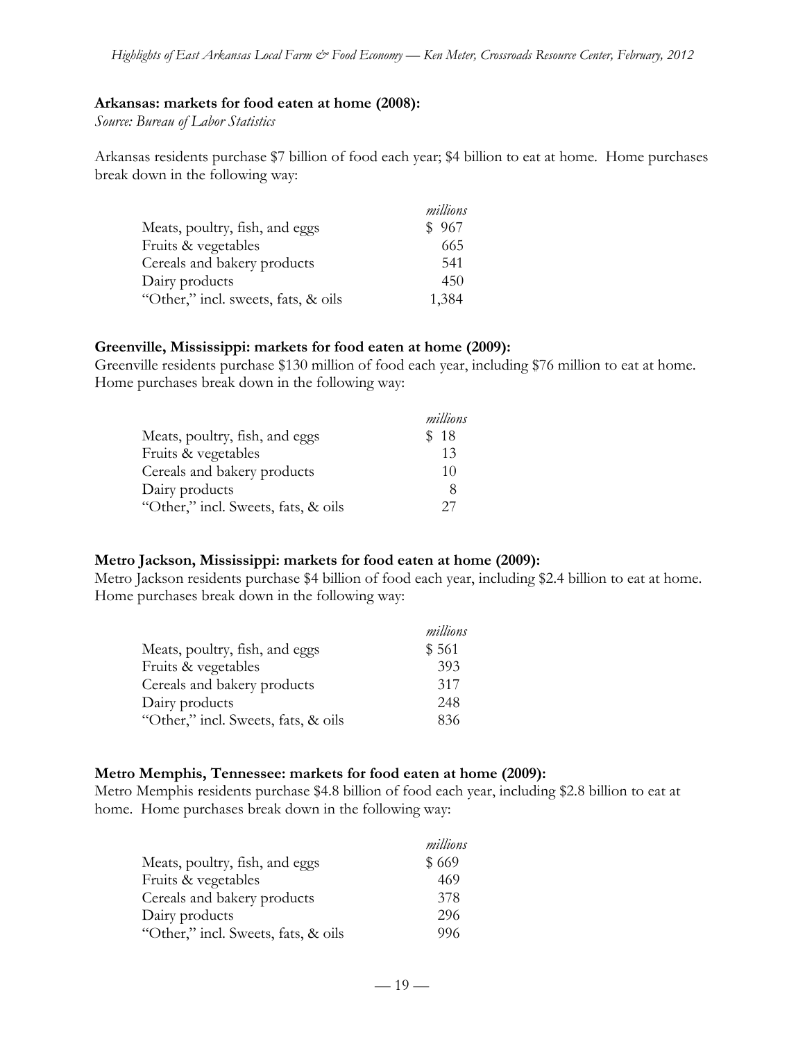**Arkansas: markets for food eaten at home (2008):**

*Source: Bureau of Labor Statistics*

Arkansas residents purchase $7 billion of food each year; $4 billion to eat at home. Home purchases break down in the following way:

| | *millions* |
|---|---|
| Meats, poultry, fish, and eggs | $ 967 |
| Fruits & vegetables | 665 |
| Cereals and bakery products | 541 |
| Dairy products | 450 |
| "Other," incl. sweets, fats, & oils | 1,384 |

**Greenville, Mississippi: markets for food eaten at home (2009):**

Greenville residents purchase $130 million of food each year, including $76 million to eat at home. Home purchases break down in the following way:

| | *millions* |
|---|---|
| Meats, poultry, fish, and eggs | $ 18 |
| Fruits & vegetables | 13 |
| Cereals and bakery products | 10 |
| Dairy products | 8 |
| "Other," incl. Sweets, fats, & oils | 27 |

**Metro Jackson, Mississippi: markets for food eaten at home (2009):**

Metro Jackson residents purchase $4 billion of food each year, including $2.4 billion to eat at home. Home purchases break down in the following way:

| | *millions* |
|---|---|
| Meats, poultry, fish, and eggs | $ 561 |
| Fruits & vegetables | 393 |
| Cereals and bakery products | 317 |
| Dairy products | 248 |
| "Other," incl. Sweets, fats, & oils | 836 |

**Metro Memphis, Tennessee: markets for food eaten at home (2009):**

Metro Memphis residents purchase $4.8 billion of food each year, including $2.8 billion to eat at home. Home purchases break down in the following way:

| | *millions* |
|---|---|
| Meats, poultry, fish, and eggs | $ 669 |
| Fruits & vegetables | 469 |
| Cereals and bakery products | 378 |
| Dairy products | 296 |
| "Other," incl. Sweets, fats, & oils | 996 |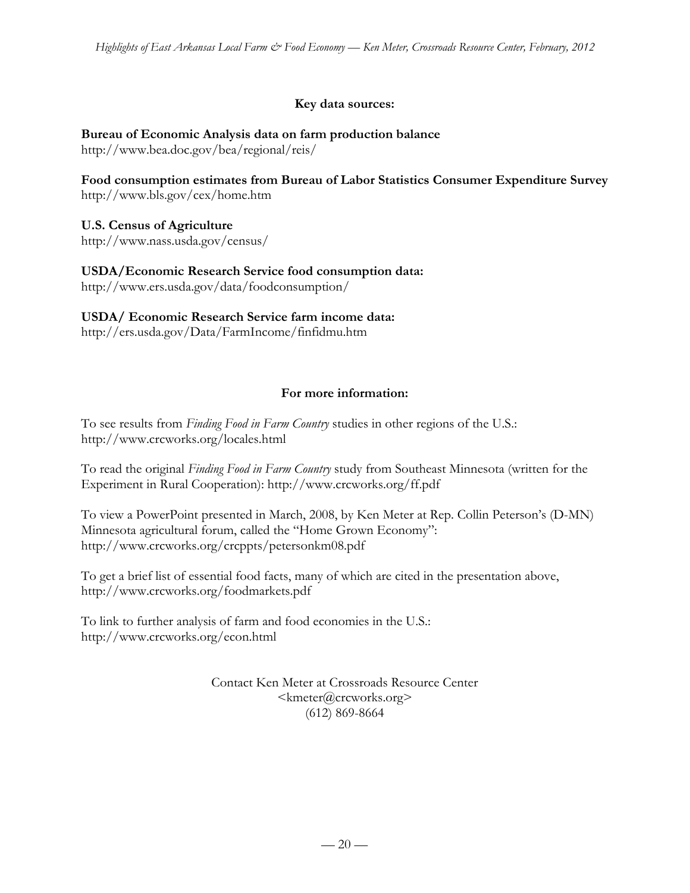### Key data sources:

**Bureau of Economic Analysis data on farm production balance**
http://www.bea.doc.gov/bea/regional/reis/

**Food consumption estimates from Bureau of Labor Statistics Consumer Expenditure Survey**
http://www.bls.gov/cex/home.htm

**U.S. Census of Agriculture**
http://www.nass.usda.gov/census/

**USDA/Economic Research Service food consumption data:**
http://www.ers.usda.gov/data/foodconsumption/

**USDA/ Economic Research Service farm income data:**
http://ers.usda.gov/Data/FarmIncome/finfidmu.htm

### For more information:

To see results from *Finding Food in Farm Country* studies in other regions of the U.S.:
http://www.crcworks.org/locales.html

To read the original *Finding Food in Farm Country* study from Southeast Minnesota (written for the Experiment in Rural Cooperation): http://www.crcworks.org/ff.pdf

To view a PowerPoint presented in March, 2008, by Ken Meter at Rep. Collin Peterson's (D-MN) Minnesota agricultural forum, called the "Home Grown Economy":
http://www.crcworks.org/crcppts/petersonkm08.pdf

To get a brief list of essential food facts, many of which are cited in the presentation above,
http://www.crcworks.org/foodmarkets.pdf

To link to further analysis of farm and food economies in the U.S.:
http://www.crcworks.org/econ.html

Contact Ken Meter at Crossroads Resource Center
<kmeter@crcworks.org>
(612) 869-8664